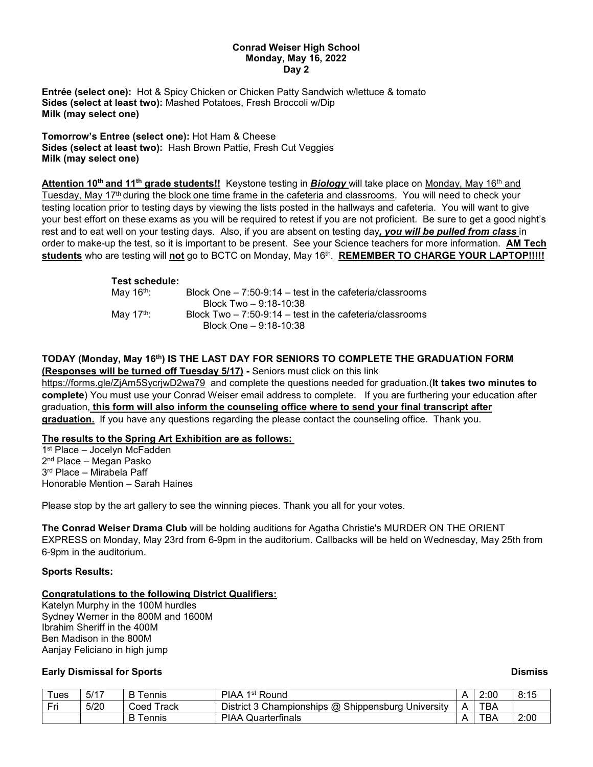**Conrad Weiser High School**
**Monday, May 16, 2022**
**Day 2**

**Entrée (select one):** Hot & Spicy Chicken or Chicken Patty Sandwich w/lettuce & tomato
**Sides (select at least two):** Mashed Potatoes, Fresh Broccoli w/Dip
**Milk (may select one)**

**Tomorrow's Entree (select one):** Hot Ham & Cheese
**Sides (select at least two):** Hash Brown Pattie, Fresh Cut Veggies
**Milk (may select one)**

**Attention 10th and 11th grade students!!** Keystone testing in ***Biology*** will take place on Monday, May 16th and Tuesday, May 17th during the block one time frame in the cafeteria and classrooms. You will need to check your testing location prior to testing days by viewing the lists posted in the hallways and cafeteria. You will want to give your best effort on these exams as you will be required to retest if you are not proficient. Be sure to get a good night's rest and to eat well on your testing days. Also, if you are absent on testing day***, you will be pulled from class*** in order to make-up the test, so it is important to be present. See your Science teachers for more information. **AM Tech students** who are testing will **not** go to BCTC on Monday, May 16th. **REMEMBER TO CHARGE YOUR LAPTOP!!!!!**

**Test schedule:**

May 16th: Block One – 7:50-9:14 – test in the cafeteria/classrooms
Block Two – 9:18-10:38

May 17th: Block Two – 7:50-9:14 – test in the cafeteria/classrooms
Block One – 9:18-10:38

**TODAY (Monday, May 16th) IS THE LAST DAY FOR SENIORS TO COMPLETE THE GRADUATION FORM (Responses will be turned off Tuesday 5/17) -** Seniors must click on this link https://forms.gle/ZjAm5SycrjwD2wa79 and complete the questions needed for graduation.(**It takes two minutes to complete**) You must use your Conrad Weiser email address to complete. If you are furthering your education after graduation**, this form will also inform the counseling office where to send your final transcript after graduation.** If you have any questions regarding the please contact the counseling office. Thank you.

**The results to the Spring Art Exhibition are as follows:**

1st Place – Jocelyn McFadden
2nd Place – Megan Pasko
3rd Place – Mirabela Paff
Honorable Mention – Sarah Haines

Please stop by the art gallery to see the winning pieces. Thank you all for your votes.

**The Conrad Weiser Drama Club** will be holding auditions for Agatha Christie's MURDER ON THE ORIENT EXPRESS on Monday, May 23rd from 6-9pm in the auditorium. Callbacks will be held on Wednesday, May 25th from 6-9pm in the auditorium.

**Sports Results:**

**Congratulations to the following District Qualifiers:**

Katelyn Murphy in the 100M hurdles
Sydney Werner in the 800M and 1600M
Ibrahim Sheriff in the 400M
Ben Madison in the 800M
Aanjay Feliciano in high jump

**Early Dismissal for Sports** **Dismiss**

| | | | | | | |
|---|---|---|---|---|---|---|
| Tues | 5/17 | B Tennis | PIAA 1st Round | A | 2:00 | 8:15 |
| Fri | 5/20 | Coed Track | District 3 Championships @ Shippensburg University | A | TBA | |
| | | B Tennis | PIAA Quarterfinals | A | TBA | 2:00 |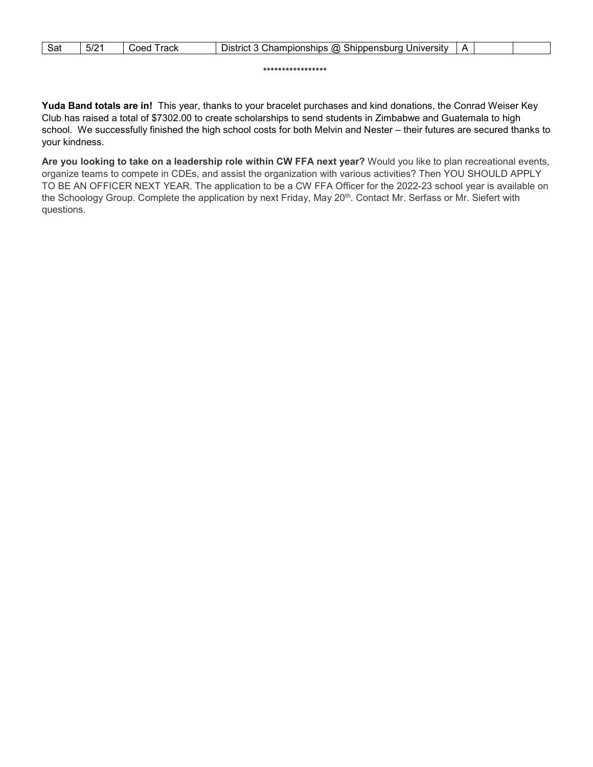| | | | | | | |
|---|---|---|---|---|---|---|
| Sat | 5/21 | Coed Track | District 3 Championships @ Shippensburg University | A | | |

*****************

**Yuda Band totals are in!** This year, thanks to your bracelet purchases and kind donations, the Conrad Weiser Key Club has raised a total of $7302.00 to create scholarships to send students in Zimbabwe and Guatemala to high school. We successfully finished the high school costs for both Melvin and Nester – their futures are secured thanks to your kindness.

**Are you looking to take on a leadership role within CW FFA next year?** Would you like to plan recreational events, organize teams to compete in CDEs, and assist the organization with various activities? Then YOU SHOULD APPLY TO BE AN OFFICER NEXT YEAR. The application to be a CW FFA Officer for the 2022-23 school year is available on the Schoology Group. Complete the application by next Friday, May 20th. Contact Mr. Serfass or Mr. Siefert with questions.